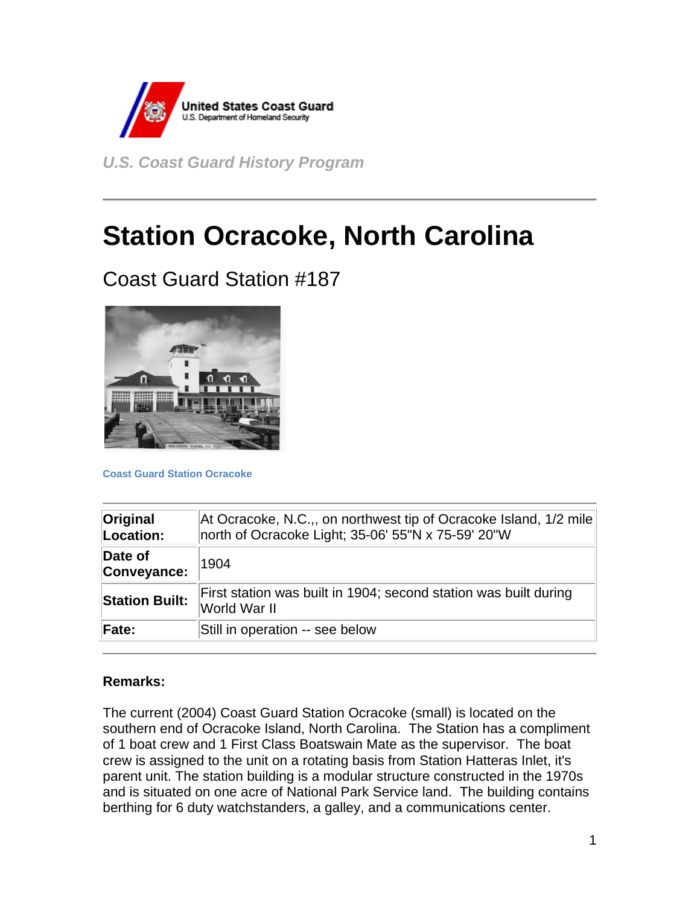*U.S. Coast Guard History Program*

# Station Ocracoke, North Carolina

## Coast Guard Station #187

**Coast Guard Station Ocracoke**

| | |
|---|---|
| **Original Location:** | At Ocracoke, N.C.,, on northwest tip of Ocracoke Island, 1/2 mile north of Ocracoke Light; 35-06' 55"N x 75-59' 20"W |
| **Date of Conveyance:** | 1904 |
| **Station Built:** | First station was built in 1904; second station was built during World War II |
| **Fate:** | Still in operation -- see below |

**Remarks:**

The current (2004) Coast Guard Station Ocracoke (small) is located on the southern end of Ocracoke Island, North Carolina. The Station has a compliment of 1 boat crew and 1 First Class Boatswain Mate as the supervisor. The boat crew is assigned to the unit on a rotating basis from Station Hatteras Inlet, it's parent unit. The station building is a modular structure constructed in the 1970s and is situated on one acre of National Park Service land. The building contains berthing for 6 duty watchstanders, a galley, and a communications center.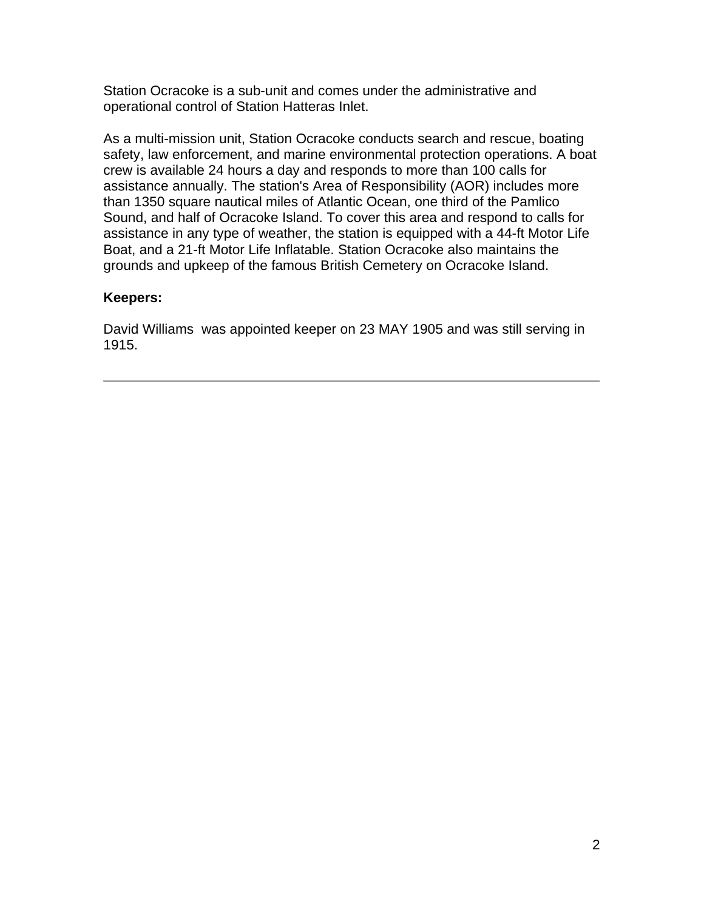Station Ocracoke is a sub-unit and comes under the administrative and operational control of Station Hatteras Inlet.

As a multi-mission unit, Station Ocracoke conducts search and rescue, boating safety, law enforcement, and marine environmental protection operations. A boat crew is available 24 hours a day and responds to more than 100 calls for assistance annually. The station's Area of Responsibility (AOR) includes more than 1350 square nautical miles of Atlantic Ocean, one third of the Pamlico Sound, and half of Ocracoke Island. To cover this area and respond to calls for assistance in any type of weather, the station is equipped with a 44-ft Motor Life Boat, and a 21-ft Motor Life Inflatable. Station Ocracoke also maintains the grounds and upkeep of the famous British Cemetery on Ocracoke Island.

**Keepers:**

David Williams was appointed keeper on 23 MAY 1905 and was still serving in 1915.

---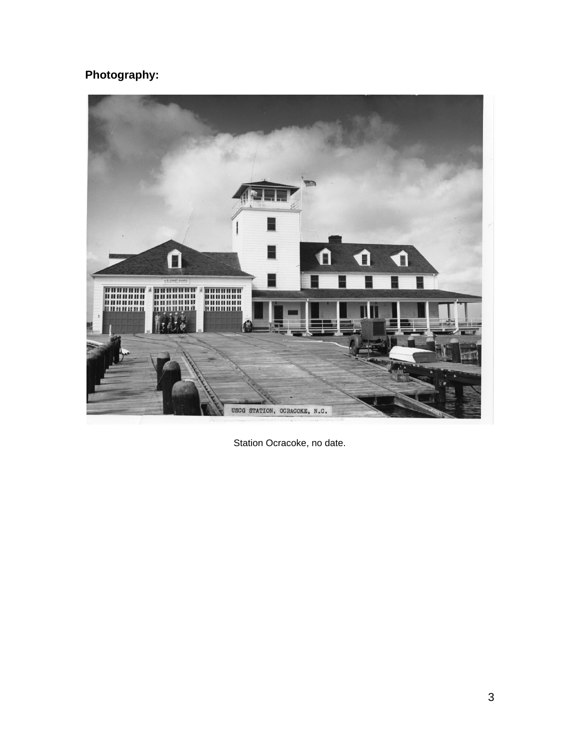**Photography:**

Station Ocracoke, no date.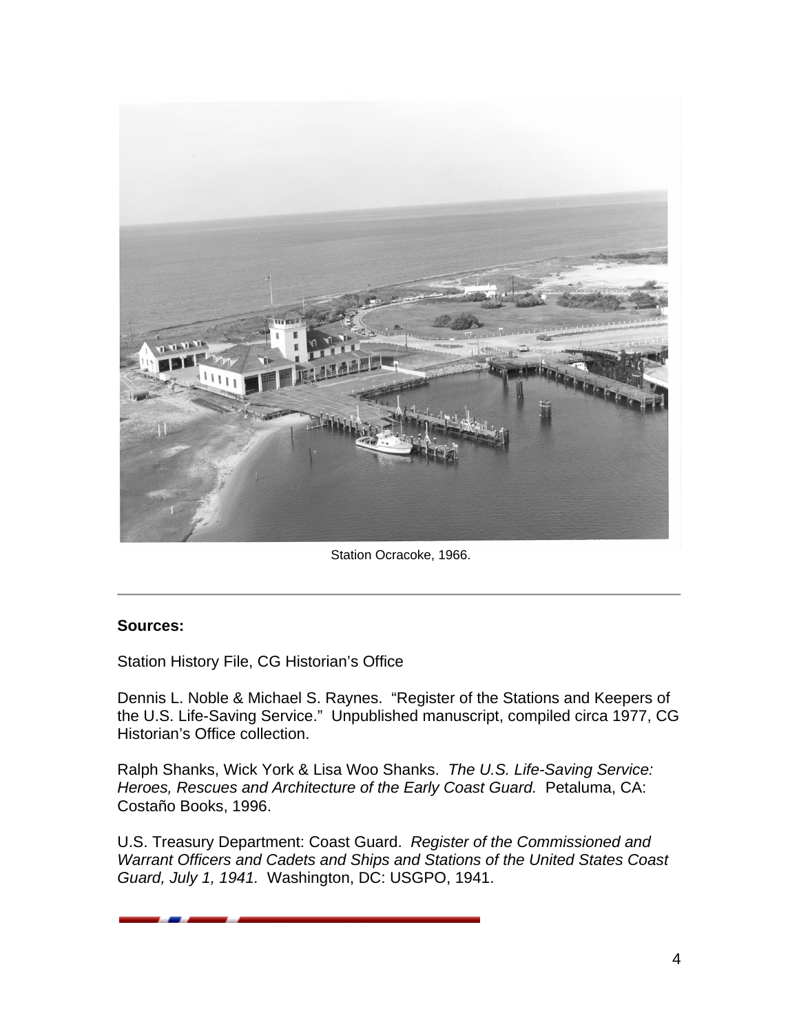Station Ocracoke, 1966.

---

**Sources:**

Station History File, CG Historian's Office

Dennis L. Noble & Michael S. Raynes. "Register of the Stations and Keepers of the U.S. Life-Saving Service." Unpublished manuscript, compiled circa 1977, CG Historian's Office collection.

Ralph Shanks, Wick York & Lisa Woo Shanks. *The U.S. Life-Saving Service: Heroes, Rescues and Architecture of the Early Coast Guard.* Petaluma, CA: Costaño Books, 1996.

U.S. Treasury Department: Coast Guard. *Register of the Commissioned and Warrant Officers and Cadets and Ships and Stations of the United States Coast Guard, July 1, 1941.* Washington, DC: USGPO, 1941.